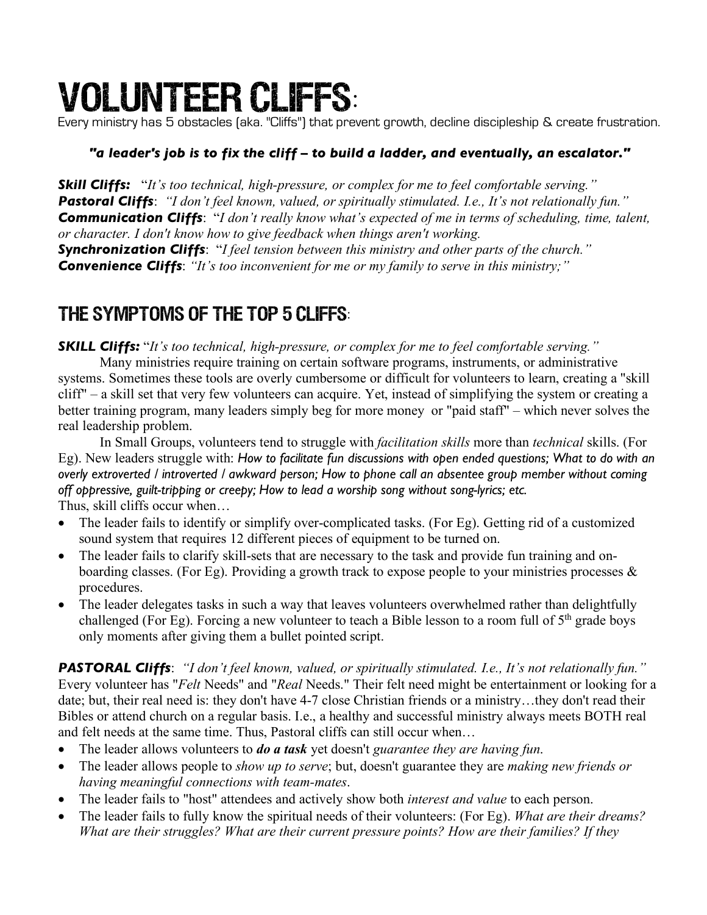# VOLUNTEER CLIFFS:

Every ministry has 5 obstacles (aka. "Cliffs") that prevent growth, decline discipleship & create frustration.

***"a leader's job is to fix the cliff – to build a ladder, and eventually, an escalator."***

***Skill Cliffs:*** "*It's too technical, high-pressure, or complex for me to feel comfortable serving.*"
***Pastoral Cliffs***: *"I don't feel known, valued, or spiritually stimulated. I.e., It's not relationally fun."*
***Communication Cliffs***: "*I don't really know what's expected of me in terms of scheduling, time, talent, or character. I don't know how to give feedback when things aren't working.*
***Synchronization Cliffs***: "*I feel tension between this ministry and other parts of the church.*"
***Convenience Cliffs***: *"It's too inconvenient for me or my family to serve in this ministry;"*

## THE SYMPTOMS OF THE TOP 5 CLIFFS:

***SKILL Cliffs:*** "*It's too technical, high-pressure, or complex for me to feel comfortable serving.*"

Many ministries require training on certain software programs, instruments, or administrative systems. Sometimes these tools are overly cumbersome or difficult for volunteers to learn, creating a "skill cliff" – a skill set that very few volunteers can acquire. Yet, instead of simplifying the system or creating a better training program, many leaders simply beg for more money or "paid staff" – which never solves the real leadership problem.

In Small Groups, volunteers tend to struggle with *facilitation skills* more than *technical* skills. (For Eg). New leaders struggle with: *How to facilitate fun discussions with open ended questions; What to do with an overly extroverted / introverted / awkward person; How to phone call an absentee group member without coming off oppressive, guilt-tripping or creepy; How to lead a worship song without song-lyrics; etc.*

Thus, skill cliffs occur when…

- The leader fails to identify or simplify over-complicated tasks. (For Eg). Getting rid of a customized sound system that requires 12 different pieces of equipment to be turned on.
- The leader fails to clarify skill-sets that are necessary to the task and provide fun training and on-boarding classes. (For Eg). Providing a growth track to expose people to your ministries processes & procedures.
- The leader delegates tasks in such a way that leaves volunteers overwhelmed rather than delightfully challenged (For Eg). Forcing a new volunteer to teach a Bible lesson to a room full of 5th grade boys only moments after giving them a bullet pointed script.

***PASTORAL Cliffs***: *"I don't feel known, valued, or spiritually stimulated. I.e., It's not relationally fun."*
Every volunteer has "*Felt* Needs" and "*Real* Needs." Their felt need might be entertainment or looking for a date; but, their real need is: they don't have 4-7 close Christian friends or a ministry…they don't read their Bibles or attend church on a regular basis. I.e., a healthy and successful ministry always meets BOTH real and felt needs at the same time. Thus, Pastoral cliffs can still occur when…

- The leader allows volunteers to ***do a task*** yet doesn't *guarantee they are having fun*.
- The leader allows people to *show up to serve*; but, doesn't guarantee they are *making new friends or having meaningful connections with team-mates*.
- The leader fails to "host" attendees and actively show both *interest and value* to each person.
- The leader fails to fully know the spiritual needs of their volunteers: (For Eg). *What are their dreams? What are their struggles? What are their current pressure points? How are their families? If they*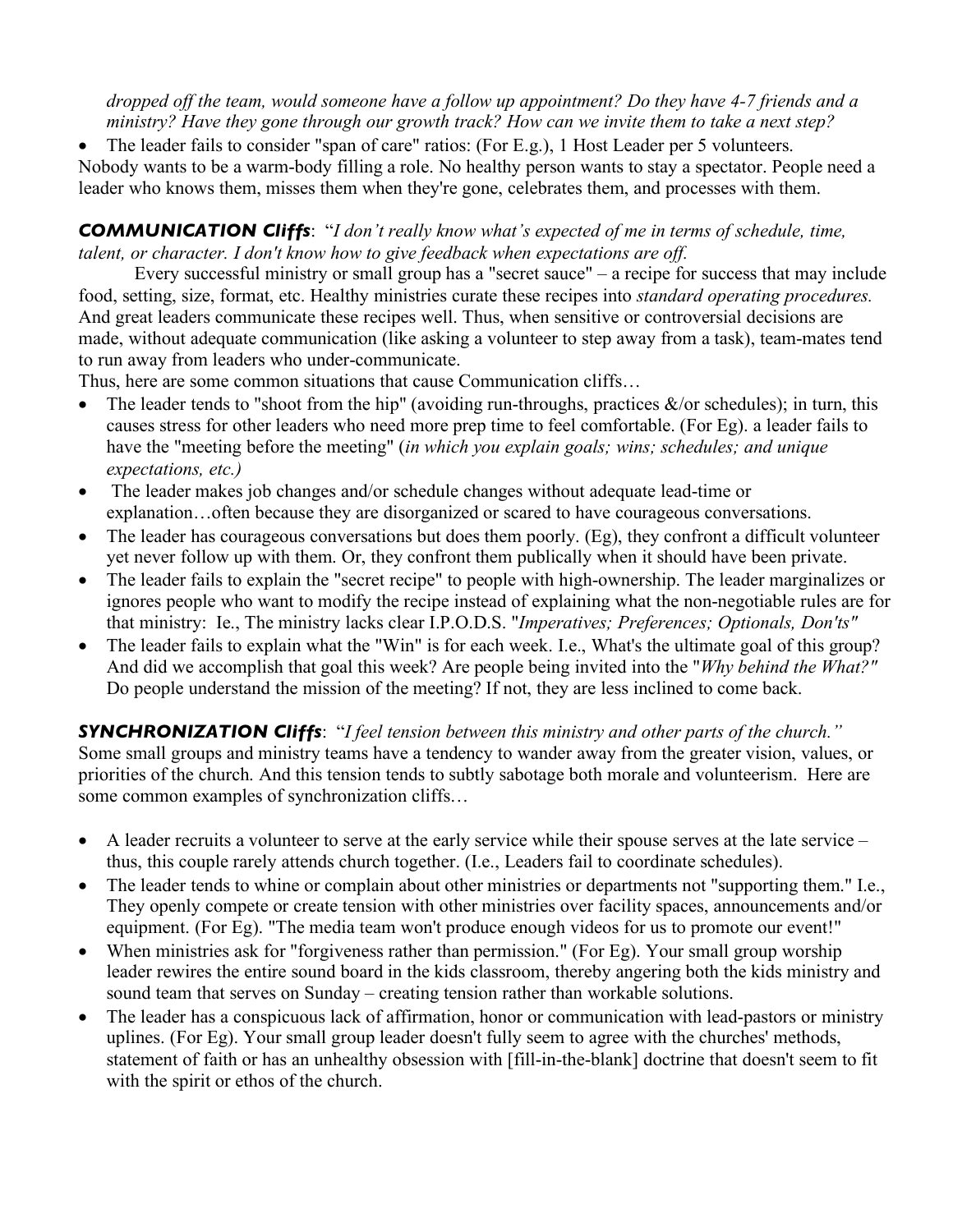*dropped off the team, would someone have a follow up appointment? Do they have 4-7 friends and a ministry? Have they gone through our growth track? How can we invite them to take a next step?*

- The leader fails to consider "span of care" ratios: (For E.g.), 1 Host Leader per 5 volunteers.

Nobody wants to be a warm-body filling a role. No healthy person wants to stay a spectator. People need a leader who knows them, misses them when they're gone, celebrates them, and processes with them.

***COMMUNICATION Cliffs***: "*I don't really know what's expected of me in terms of schedule, time, talent, or character. I don't know how to give feedback when expectations are off.*

Every successful ministry or small group has a "secret sauce" – a recipe for success that may include food, setting, size, format, etc. Healthy ministries curate these recipes into *standard operating procedures.* And great leaders communicate these recipes well. Thus, when sensitive or controversial decisions are made, without adequate communication (like asking a volunteer to step away from a task), team-mates tend to run away from leaders who under-communicate.

Thus, here are some common situations that cause Communication cliffs…

- The leader tends to "shoot from the hip" (avoiding run-throughs, practices &/or schedules); in turn, this causes stress for other leaders who need more prep time to feel comfortable. (For Eg). a leader fails to have the "meeting before the meeting" (*in which you explain goals; wins; schedules; and unique expectations, etc.)*
- The leader makes job changes and/or schedule changes without adequate lead-time or explanation…often because they are disorganized or scared to have courageous conversations.
- The leader has courageous conversations but does them poorly. (Eg), they confront a difficult volunteer yet never follow up with them. Or, they confront them publically when it should have been private.
- The leader fails to explain the "secret recipe" to people with high-ownership. The leader marginalizes or ignores people who want to modify the recipe instead of explaining what the non-negotiable rules are for that ministry: Ie., The ministry lacks clear I.P.O.D.S. "*Imperatives; Preferences; Optionals, Don'ts"*
- The leader fails to explain what the "Win" is for each week. I.e., What's the ultimate goal of this group? And did we accomplish that goal this week? Are people being invited into the "*Why behind the What?"* Do people understand the mission of the meeting? If not, they are less inclined to come back.

***SYNCHRONIZATION Cliffs***: "*I feel tension between this ministry and other parts of the church."*

Some small groups and ministry teams have a tendency to wander away from the greater vision, values, or priorities of the church. And this tension tends to subtly sabotage both morale and volunteerism. Here are some common examples of synchronization cliffs…

- A leader recruits a volunteer to serve at the early service while their spouse serves at the late service – thus, this couple rarely attends church together. (I.e., Leaders fail to coordinate schedules).
- The leader tends to whine or complain about other ministries or departments not "supporting them." I.e., They openly compete or create tension with other ministries over facility spaces, announcements and/or equipment. (For Eg). "The media team won't produce enough videos for us to promote our event!"
- When ministries ask for "forgiveness rather than permission." (For Eg). Your small group worship leader rewires the entire sound board in the kids classroom, thereby angering both the kids ministry and sound team that serves on Sunday – creating tension rather than workable solutions.
- The leader has a conspicuous lack of affirmation, honor or communication with lead-pastors or ministry uplines. (For Eg). Your small group leader doesn't fully seem to agree with the churches' methods, statement of faith or has an unhealthy obsession with [fill-in-the-blank] doctrine that doesn't seem to fit with the spirit or ethos of the church.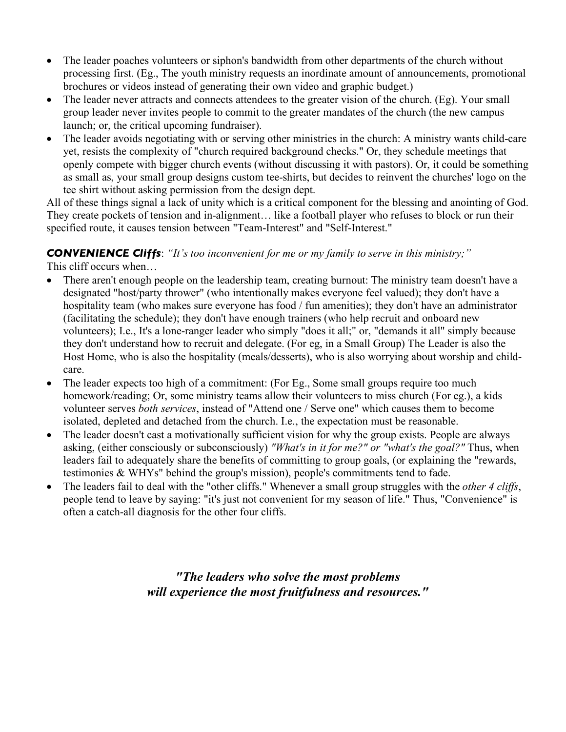- The leader poaches volunteers or siphon's bandwidth from other departments of the church without processing first. (Eg., The youth ministry requests an inordinate amount of announcements, promotional brochures or videos instead of generating their own video and graphic budget.)
- The leader never attracts and connects attendees to the greater vision of the church. (Eg). Your small group leader never invites people to commit to the greater mandates of the church (the new campus launch; or, the critical upcoming fundraiser).
- The leader avoids negotiating with or serving other ministries in the church: A ministry wants child-care yet, resists the complexity of "church required background checks." Or, they schedule meetings that openly compete with bigger church events (without discussing it with pastors). Or, it could be something as small as, your small group designs custom tee-shirts, but decides to reinvent the churches' logo on the tee shirt without asking permission from the design dept.

All of these things signal a lack of unity which is a critical component for the blessing and anointing of God. They create pockets of tension and in-alignment… like a football player who refuses to block or run their specified route, it causes tension between "Team-Interest" and "Self-Interest."

***CONVENIENCE Cliffs***: *"It's too inconvenient for me or my family to serve in this ministry;"*
This cliff occurs when…

- There aren't enough people on the leadership team, creating burnout: The ministry team doesn't have a designated "host/party thrower" (who intentionally makes everyone feel valued); they don't have a hospitality team (who makes sure everyone has food / fun amenities); they don't have an administrator (facilitating the schedule); they don't have enough trainers (who help recruit and onboard new volunteers); I.e., It's a lone-ranger leader who simply "does it all;" or, "demands it all" simply because they don't understand how to recruit and delegate. (For eg, in a Small Group) The Leader is also the Host Home, who is also the hospitality (meals/desserts), who is also worrying about worship and child-care.
- The leader expects too high of a commitment: (For Eg., Some small groups require too much homework/reading; Or, some ministry teams allow their volunteers to miss church (For eg.), a kids volunteer serves *both services*, instead of "Attend one / Serve one" which causes them to become isolated, depleted and detached from the church. I.e., the expectation must be reasonable.
- The leader doesn't cast a motivationally sufficient vision for why the group exists. People are always asking, (either consciously or subconsciously) *"What's in it for me?" or "what's the goal?"* Thus, when leaders fail to adequately share the benefits of committing to group goals, (or explaining the "rewards, testimonies & WHYs" behind the group's mission), people's commitments tend to fade.
- The leaders fail to deal with the "other cliffs." Whenever a small group struggles with the *other 4 cliffs*, people tend to leave by saying: "it's just not convenient for my season of life." Thus, "Convenience" is often a catch-all diagnosis for the other four cliffs.

***"The leaders who solve the most problems will experience the most fruitfulness and resources."***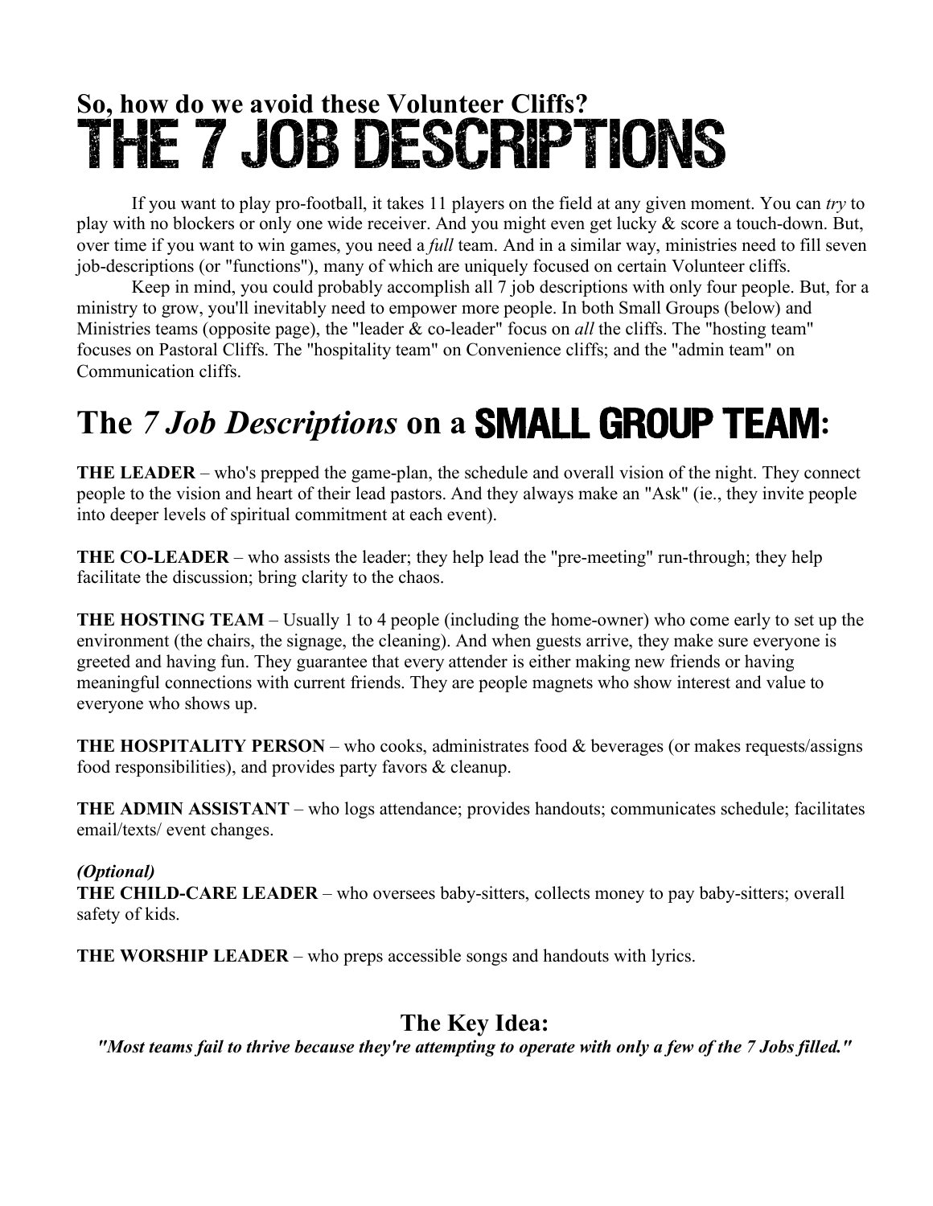## So, how do we avoid these Volunteer Cliffs?

# THE 7 JOB DESCRIPTIONS

If you want to play pro-football, it takes 11 players on the field at any given moment. You can *try* to play with no blockers or only one wide receiver. And you might even get lucky & score a touch-down. But, over time if you want to win games, you need a *full* team. And in a similar way, ministries need to fill seven job-descriptions (or "functions"), many of which are uniquely focused on certain Volunteer cliffs.

Keep in mind, you could probably accomplish all 7 job descriptions with only four people. But, for a ministry to grow, you'll inevitably need to empower more people. In both Small Groups (below) and Ministries teams (opposite page), the "leader & co-leader" focus on *all* the cliffs. The "hosting team" focuses on Pastoral Cliffs. The "hospitality team" on Convenience cliffs; and the "admin team" on Communication cliffs.

# The *7 Job Descriptions* on a SMALL GROUP TEAM:

**THE LEADER** – who's prepped the game-plan, the schedule and overall vision of the night. They connect people to the vision and heart of their lead pastors. And they always make an "Ask" (ie., they invite people into deeper levels of spiritual commitment at each event).

**THE CO-LEADER** – who assists the leader; they help lead the "pre-meeting" run-through; they help facilitate the discussion; bring clarity to the chaos.

**THE HOSTING TEAM** – Usually 1 to 4 people (including the home-owner) who come early to set up the environment (the chairs, the signage, the cleaning). And when guests arrive, they make sure everyone is greeted and having fun. They guarantee that every attender is either making new friends or having meaningful connections with current friends. They are people magnets who show interest and value to everyone who shows up.

**THE HOSPITALITY PERSON** – who cooks, administrates food & beverages (or makes requests/assigns food responsibilities), and provides party favors & cleanup.

**THE ADMIN ASSISTANT** – who logs attendance; provides handouts; communicates schedule; facilitates email/texts/ event changes.

***(Optional)***
**THE CHILD-CARE LEADER** – who oversees baby-sitters, collects money to pay baby-sitters; overall safety of kids.

**THE WORSHIP LEADER** – who preps accessible songs and handouts with lyrics.

## The Key Idea:

***"Most teams fail to thrive because they're attempting to operate with only a few of the 7 Jobs filled."***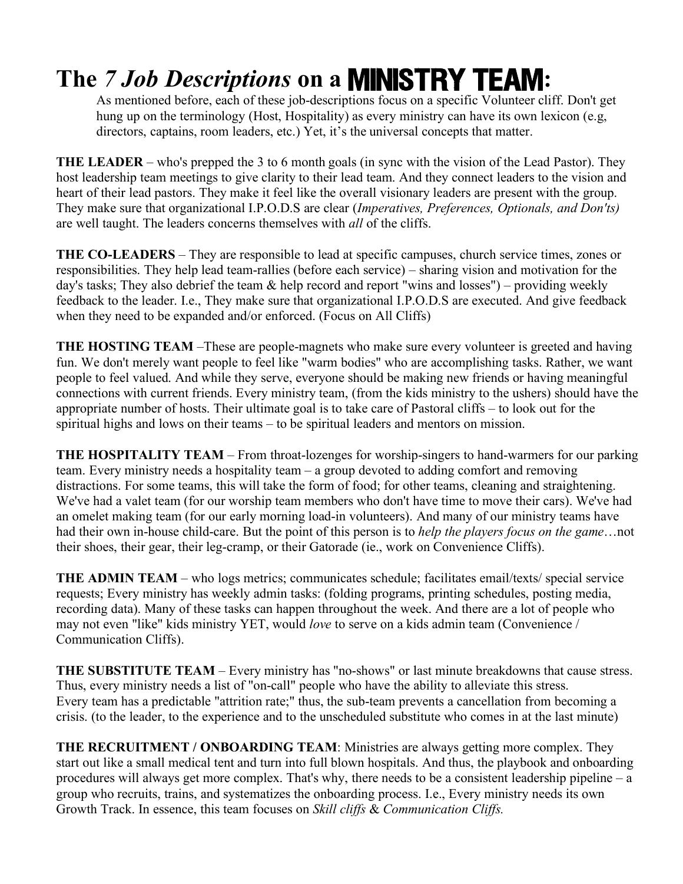# The *7 Job Descriptions* on a MINISTRY TEAM:

As mentioned before, each of these job-descriptions focus on a specific Volunteer cliff. Don't get hung up on the terminology (Host, Hospitality) as every ministry can have its own lexicon (e.g, directors, captains, room leaders, etc.) Yet, it's the universal concepts that matter.

**THE LEADER** – who's prepped the 3 to 6 month goals (in sync with the vision of the Lead Pastor). They host leadership team meetings to give clarity to their lead team. And they connect leaders to the vision and heart of their lead pastors. They make it feel like the overall visionary leaders are present with the group. They make sure that organizational I.P.O.D.S are clear (*Imperatives, Preferences, Optionals, and Don'ts)* are well taught. The leaders concerns themselves with *all* of the cliffs.

**THE CO-LEADERS** – They are responsible to lead at specific campuses, church service times, zones or responsibilities. They help lead team-rallies (before each service) – sharing vision and motivation for the day's tasks; They also debrief the team & help record and report "wins and losses") – providing weekly feedback to the leader. I.e., They make sure that organizational I.P.O.D.S are executed. And give feedback when they need to be expanded and/or enforced. (Focus on All Cliffs)

**THE HOSTING TEAM** –These are people-magnets who make sure every volunteer is greeted and having fun. We don't merely want people to feel like "warm bodies" who are accomplishing tasks. Rather, we want people to feel valued. And while they serve, everyone should be making new friends or having meaningful connections with current friends. Every ministry team, (from the kids ministry to the ushers) should have the appropriate number of hosts. Their ultimate goal is to take care of Pastoral cliffs – to look out for the spiritual highs and lows on their teams – to be spiritual leaders and mentors on mission.

**THE HOSPITALITY TEAM** – From throat-lozenges for worship-singers to hand-warmers for our parking team. Every ministry needs a hospitality team – a group devoted to adding comfort and removing distractions. For some teams, this will take the form of food; for other teams, cleaning and straightening. We've had a valet team (for our worship team members who don't have time to move their cars). We've had an omelet making team (for our early morning load-in volunteers). And many of our ministry teams have had their own in-house child-care. But the point of this person is to *help the players focus on the game*…not their shoes, their gear, their leg-cramp, or their Gatorade (ie., work on Convenience Cliffs).

**THE ADMIN TEAM** – who logs metrics; communicates schedule; facilitates email/texts/ special service requests; Every ministry has weekly admin tasks: (folding programs, printing schedules, posting media, recording data). Many of these tasks can happen throughout the week. And there are a lot of people who may not even "like" kids ministry YET, would *love* to serve on a kids admin team (Convenience / Communication Cliffs).

**THE SUBSTITUTE TEAM** – Every ministry has "no-shows" or last minute breakdowns that cause stress. Thus, every ministry needs a list of "on-call" people who have the ability to alleviate this stress. Every team has a predictable "attrition rate;" thus, the sub-team prevents a cancellation from becoming a crisis. (to the leader, to the experience and to the unscheduled substitute who comes in at the last minute)

**THE RECRUITMENT / ONBOARDING TEAM**: Ministries are always getting more complex. They start out like a small medical tent and turn into full blown hospitals. And thus, the playbook and onboarding procedures will always get more complex. That's why, there needs to be a consistent leadership pipeline – a group who recruits, trains, and systematizes the onboarding process. I.e., Every ministry needs its own Growth Track. In essence, this team focuses on *Skill cliffs* & *Communication Cliffs.*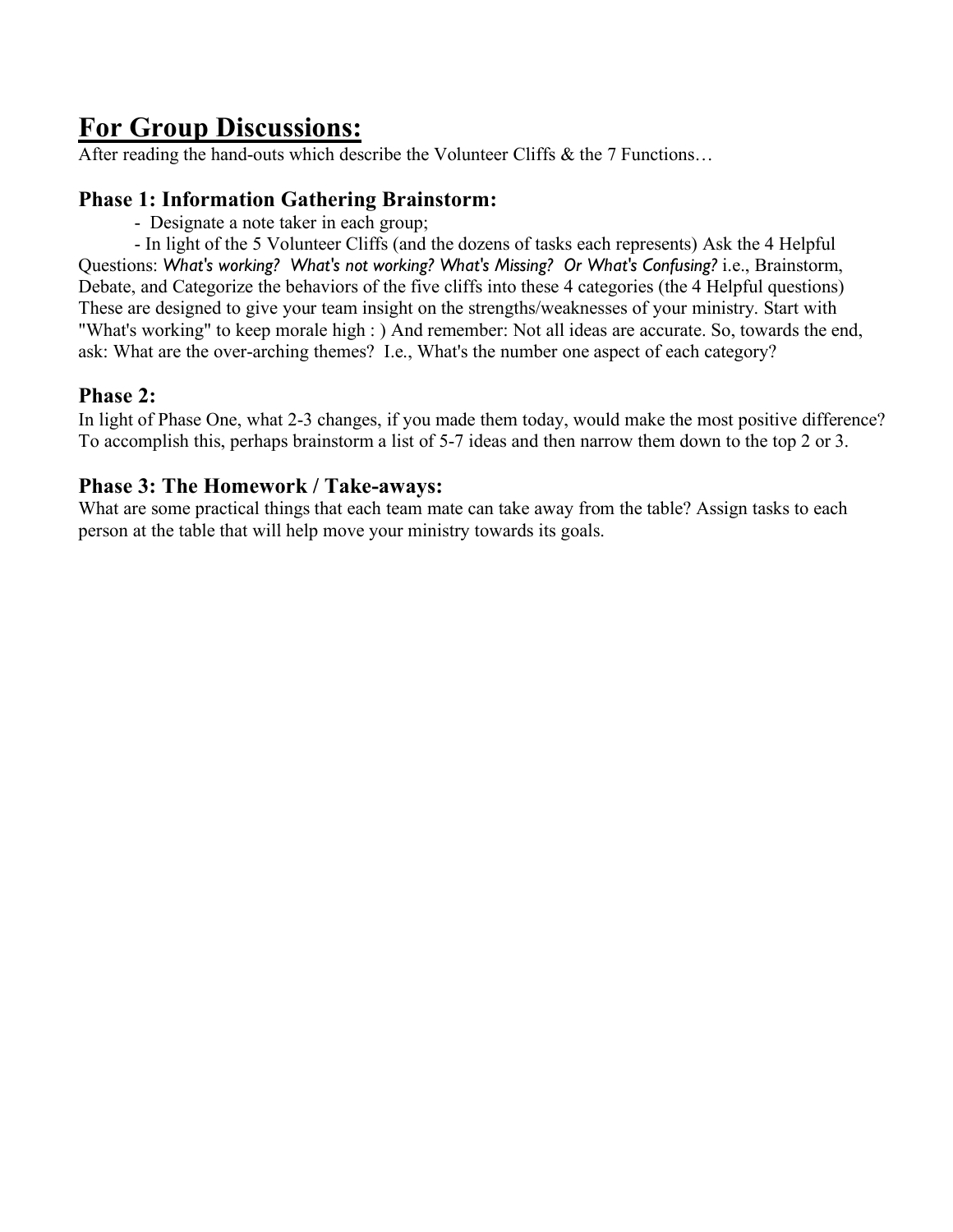# For Group Discussions:

After reading the hand-outs which describe the Volunteer Cliffs & the 7 Functions…

## Phase 1: Information Gathering Brainstorm:

- Designate a note taker in each group;
- In light of the 5 Volunteer Cliffs (and the dozens of tasks each represents) Ask the 4 Helpful Questions: *What's working? What's not working? What's Missing? Or What's Confusing?* i.e., Brainstorm, Debate, and Categorize the behaviors of the five cliffs into these 4 categories (the 4 Helpful questions) These are designed to give your team insight on the strengths/weaknesses of your ministry. Start with "What's working" to keep morale high : ) And remember: Not all ideas are accurate. So, towards the end, ask: What are the over-arching themes? I.e., What's the number one aspect of each category?

## Phase 2:

In light of Phase One, what 2-3 changes, if you made them today, would make the most positive difference? To accomplish this, perhaps brainstorm a list of 5-7 ideas and then narrow them down to the top 2 or 3.

## Phase 3: The Homework / Take-aways:

What are some practical things that each team mate can take away from the table? Assign tasks to each person at the table that will help move your ministry towards its goals.